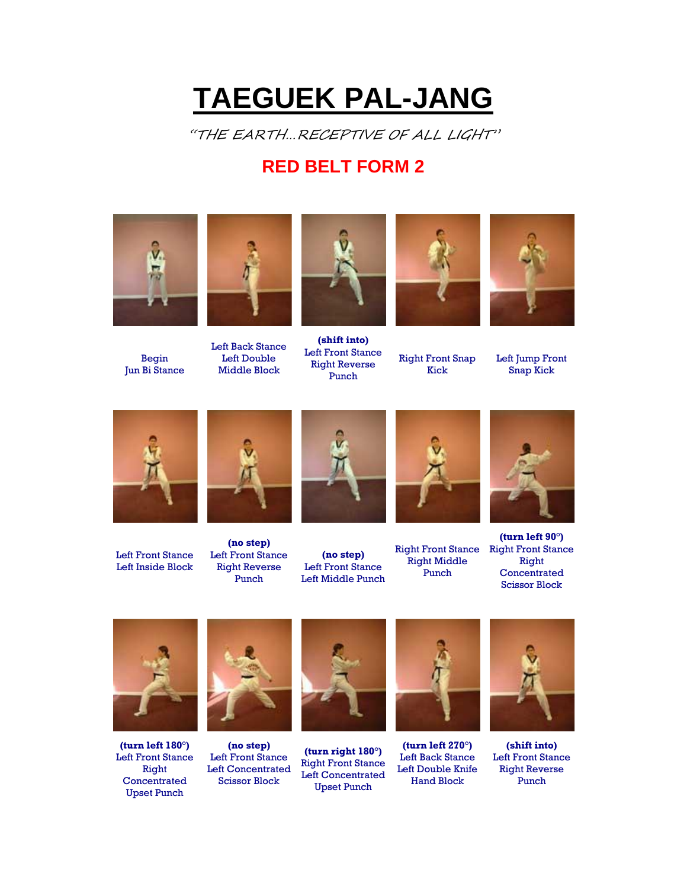# TAEGUEK PAL-JANG

*"THE EARTH...RECEPTIVE OF ALL LIGHT"*

## RED BELT FORM 2

Begin
Jun Bi Stance

Left Back Stance
Left Double
Middle Block

**(shift into)**
Left Front Stance
Right Reverse
Punch

Right Front Snap
Kick

Left Jump Front
Snap Kick

Left Front Stance
Left Inside Block

**(no step)**
Left Front Stance
Right Reverse
Punch

**(no step)**
Left Front Stance
Left Middle Punch

Right Front Stance
Right Middle
Punch

**(turn left 90°)**
Right Front Stance
Right
Concentrated
Scissor Block

**(turn left 180°)**
Left Front Stance
Right
Concentrated
Upset Punch

**(no step)**
Left Front Stance
Left Concentrated
Scissor Block

**(turn right 180°)**
Right Front Stance
Left Concentrated
Upset Punch

**(turn left 270°)**
Left Back Stance
Left Double Knife
Hand Block

**(shift into)**
Left Front Stance
Right Reverse
Punch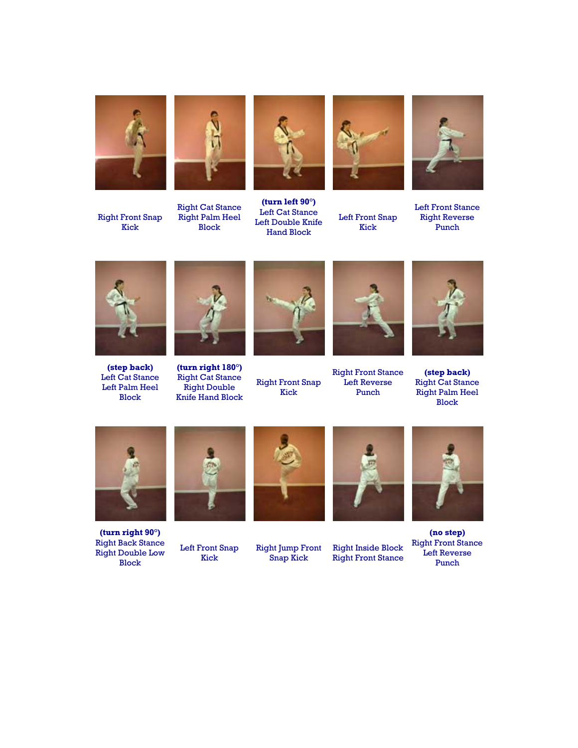Right Front Snap Kick

Right Cat Stance
Right Palm Heel Block

**(turn left 90°)**
Left Cat Stance
Left Double Knife Hand Block

Left Front Snap Kick

Left Front Stance
Right Reverse Punch

**(step back)**
Left Cat Stance
Left Palm Heel Block

**(turn right 180°)**
Right Cat Stance
Right Double Knife Hand Block

Right Front Snap Kick

Right Front Stance
Left Reverse Punch

**(step back)**
Right Cat Stance
Right Palm Heel Block

**(turn right 90°)**
Right Back Stance
Right Double Low Block

Left Front Snap Kick

Right Jump Front Snap Kick

Right Inside Block
Right Front Stance

**(no step)**
Right Front Stance
Left Reverse Punch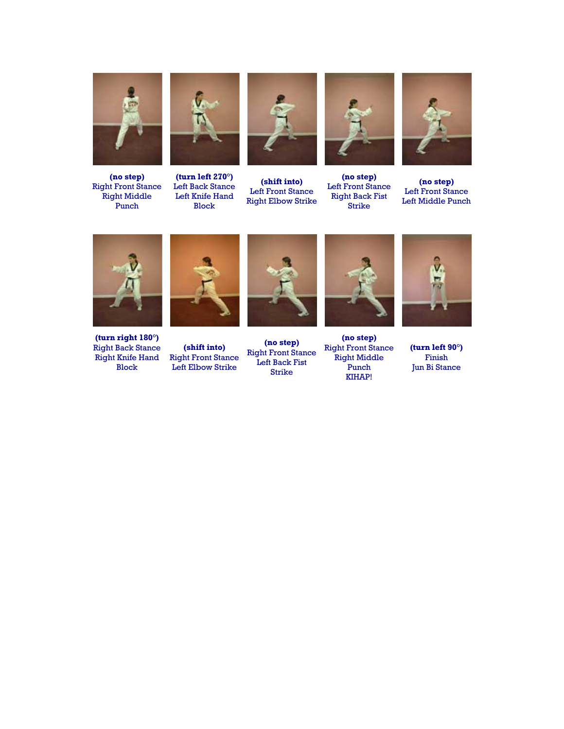**(no step)**
Right Front Stance
Right Middle Punch

**(turn left 270°)**
Left Back Stance
Left Knife Hand Block

**(shift into)**
Left Front Stance
Right Elbow Strike

**(no step)**
Left Front Stance
Right Back Fist Strike

**(no step)**
Left Front Stance
Left Middle Punch

**(turn right 180°)**
Right Back Stance
Right Knife Hand Block

**(shift into)**
Right Front Stance
Left Elbow Strike

**(no step)**
Right Front Stance
Left Back Fist Strike

**(no step)**
Right Front Stance
Right Middle Punch
KIHAP!

**(turn left 90°)**
Finish
Jun Bi Stance